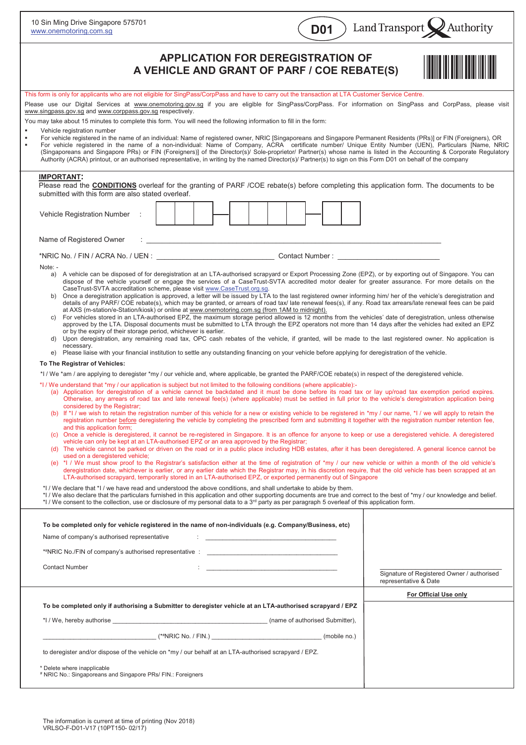10 Sin Ming Drive Singapore 575701
www.onemotoring.com.sg

**D01** Land Transport Authority

# APPLICATION FOR DEREGISTRATION OF A VEHICLE AND GRANT OF PARF / COE REBATE(S)

This form is only for applicants who are not eligible for SingPass/CorpPass and have to carry out the transaction at LTA Customer Service Centre.

Please use our Digital Services at www.onemotoring.gov.sg if you are eligible for SingPass/CorpPass. For information on SingPass and CorpPass, please visit www.singpass.gov.sg and www.corppass.gov.sg respectively.

You may take about 15 minutes to complete this form. You will need the following information to fill in the form:

- Vehicle registration number
- For vehicle registered in the name of an individual: Name of registered owner, NRIC [Singaporeans and Singapore Permanent Residents (PRs)] or FIN (Foreigners), OR
- For vehicle registered in the name of a non-individual: Name of Company, ACRA certificate number/ Unique Entity Number (UEN), Particulars [Name, NRIC (Singaporeans and Singapore PRs) or FIN (Foreigners)] of the Director(s)/ Sole-proprietor/ Partner(s) whose name is listed in the Accounting & Corporate Regulatory Authority (ACRA) printout, or an authorised representative, in writing by the named Director(s)/ Partner(s) to sign on this Form D01 on behalf of the company

**IMPORTANT:**
Please read the **CONDITIONS** overleaf for the granting of PARF /COE rebate(s) before completing this application form. The documents to be submitted with this form are also stated overleaf.

Vehicle Registration Number : [ | | ] – [ | | | | ] – [ | ]

Name of Registered Owner : ______________________________

*NRIC No. / FIN / ACRA No. / UEN : ______________________ Contact Number : ______________________

Note: -

a) A vehicle can be disposed of for deregistration at an LTA-authorised scrapyard or Export Processing Zone (EPZ), or by exporting out of Singapore. You can dispose of the vehicle yourself or engage the services of a CaseTrust-SVTA accredited motor dealer for greater assurance. For more details on the CaseTrust-SVTA accreditation scheme, please visit www.CaseTrust.org.sg.
b) Once a deregistration application is approved, a letter will be issued by LTA to the last registered owner informing him/ her of the vehicle's deregistration and details of any PARF/ COE rebate(s), which may be granted, or arrears of road tax/ late renewal fees(s), if any. Road tax arrears/late renewal fees can be paid at AXS (m-station/e-Station/kiosk) or online at www.onemotoring.com.sg (from 1AM to midnight).
c) For vehicles stored in an LTA-authorised EPZ, the maximum storage period allowed is 12 months from the vehicles' date of deregistration, unless otherwise approved by the LTA. Disposal documents must be submitted to LTA through the EPZ operators not more than 14 days after the vehicles had exited an EPZ or by the expiry of their storage period, whichever is earlier.
d) Upon deregistration, any remaining road tax, OPC cash rebates of the vehicle, if granted, will be made to the last registered owner. No application is necessary.
e) Please liaise with your financial institution to settle any outstanding financing on your vehicle before applying for deregistration of the vehicle.

**To The Registrar of Vehicles:**

*I / We *am / are applying to deregister *my / our vehicle and, where applicable, be granted the PARF/COE rebate(s) in respect of the deregistered vehicle.

*I / We understand that *my / our application is subject but not limited to the following conditions (where applicable):-

(a) Application for deregistration of a vehicle cannot be backdated and it must be done before its road tax or lay up/road tax exemption period expires. Otherwise, any arrears of road tax and late renewal fee(s) (where applicable) must be settled in full prior to the vehicle's deregistration application being considered by the Registrar;
(b) If *I / we wish to retain the registration number of this vehicle for a new or existing vehicle to be registered in *my / our name, *I / we will apply to retain the registration number before deregistering the vehicle by completing the prescribed form and submitting it together with the registration number retention fee, and this application form;
(c) Once a vehicle is deregistered, it cannot be re-registered in Singapore. It is an offence for anyone to keep or use a deregistered vehicle. A deregistered vehicle can only be kept at an LTA-authorised EPZ or an area approved by the Registrar;
(d) The vehicle cannot be parked or driven on the road or in a public place including HDB estates, after it has been deregistered. A general licence cannot be used on a deregistered vehicle;
(e) *I / We must show proof to the Registrar's satisfaction either at the time of registration of *my / our new vehicle or within a month of the old vehicle's deregistration date, whichever is earlier, or any earlier date which the Registrar may, in his discretion require, that the old vehicle has been scrapped at an LTA-authorised scrapyard, temporarily stored in an LTA-authorised EPZ, or exported permanently out of Singapore

*I / We declare that *I / we have read and understood the above conditions, and shall undertake to abide by them.
*I / We also declare that the particulars furnished in this application and other supporting documents are true and correct to the best of *my / our knowledge and belief.
*I / We consent to the collection, use or disclosure of my personal data to a 3rd party as per paragraph 5 overleaf of this application form.

**To be completed only for vehicle registered in the name of non-individuals (e.g. Company/Business, etc)**

Name of company's authorised representative : ______________________

*#NRIC No./FIN of company's authorised representative : ______________________

Contact Number : ______________________

______________________
Signature of Registered Owner / authorised representative & Date

**To be completed only if authorising a Submitter to deregister vehicle at an LTA-authorised scrapyard / EPZ**

*I / We, hereby authorise ______________________ (name of authorised Submitter),

______________________ (*#NRIC No. / FIN.) ______________________ (mobile no.)

to deregister and/or dispose of the vehicle on *my / our behalf at an LTA-authorised scrapyard / EPZ.

**For Official Use only**

\* Delete where inapplicable
\# NRIC No.: Singaporeans and Singapore PRs/ FIN.: Foreigners

The information is current at time of printing (Nov 2018)
VRLSO-F-D01-V17 (10PT150- 02/17)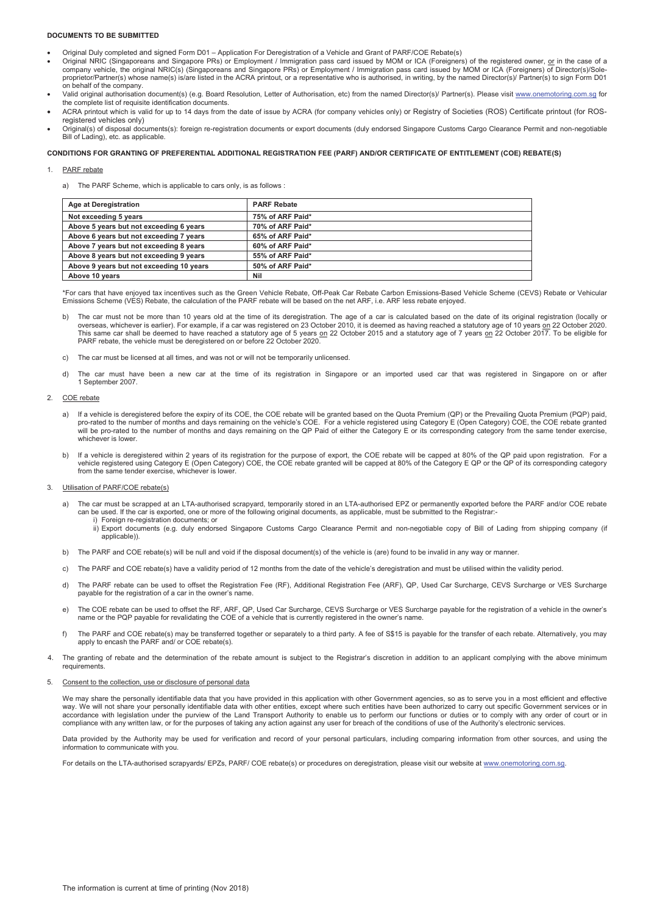**DOCUMENTS TO BE SUBMITTED**

- Original Duly completed and signed Form D01 – Application For Deregistration of a Vehicle and Grant of PARF/COE Rebate(s)
- Original NRIC (Singaporeans and Singapore PRs) or Employment / Immigration pass card issued by MOM or ICA (Foreigners) of the registered owner, or in the case of a company vehicle, the original NRIC(s) (Singaporeans and Singapore PRs) or Employment / Immigration pass card issued by MOM or ICA (Foreigners) of Director(s)/Sole-proprietor/Partner(s) whose name(s) is/are listed in the ACRA printout, or a representative who is authorised, in writing, by the named Director(s)/ Partner(s) to sign Form D01 on behalf of the company.
- Valid original authorisation document(s) (e.g. Board Resolution, Letter of Authorisation, etc) from the named Director(s)/ Partner(s). Please visit www.onemotoring.com.sg for the complete list of requisite identification documents.
- ACRA printout which is valid for up to 14 days from the date of issue by ACRA (for company vehicles only) or Registry of Societies (ROS) Certificate printout (for ROS-registered vehicles only)
- Original(s) of disposal documents(s): foreign re-registration documents or export documents (duly endorsed Singapore Customs Cargo Clearance Permit and non-negotiable Bill of Lading), etc. as applicable.

**CONDITIONS FOR GRANTING OF PREFERENTIAL ADDITIONAL REGISTRATION FEE (PARF) AND/OR CERTIFICATE OF ENTITLEMENT (COE) REBATE(S)**

1. PARF rebate

   a) The PARF Scheme, which is applicable to cars only, is as follows :

| Age at Deregistration | PARF Rebate |
|---|---|
| Not exceeding 5 years | 75% of ARF Paid* |
| Above 5 years but not exceeding 6 years | 70% of ARF Paid* |
| Above 6 years but not exceeding 7 years | 65% of ARF Paid* |
| Above 7 years but not exceeding 8 years | 60% of ARF Paid* |
| Above 8 years but not exceeding 9 years | 55% of ARF Paid* |
| Above 9 years but not exceeding 10 years | 50% of ARF Paid* |
| Above 10 years | Nil |

   *For cars that have enjoyed tax incentives such as the Green Vehicle Rebate, Off-Peak Car Rebate Carbon Emissions-Based Vehicle Scheme (CEVS) Rebate or Vehicular Emissions Scheme (VES) Rebate, the calculation of the PARF rebate will be based on the net ARF, i.e. ARF less rebate enjoyed.

   b) The car must not be more than 10 years old at the time of its deregistration. The age of a car is calculated based on the date of its original registration (locally or overseas, whichever is earlier). For example, if a car was registered on 23 October 2010, it is deemed as having reached a statutory age of 10 years on 22 October 2020. This same car shall be deemed to have reached a statutory age of 5 years on 22 October 2015 and a statutory age of 7 years on 22 October 2017. To be eligible for PARF rebate, the vehicle must be deregistered on or before 22 October 2020.

   c) The car must be licensed at all times, and was not or will not be temporarily unlicensed.

   d) The car must have been a new car at the time of its registration in Singapore or an imported used car that was registered in Singapore on or after 1 September 2007.

2. COE rebate

   a) If a vehicle is deregistered before the expiry of its COE, the COE rebate will be granted based on the Quota Premium (QP) or the Prevailing Quota Premium (PQP) paid, pro-rated to the number of months and days remaining on the vehicle's COE. For a vehicle registered using Category E (Open Category) COE, the COE rebate granted will be pro-rated to the number of months and days remaining on the QP Paid of either the Category E or its corresponding category from the same tender exercise, whichever is lower.

   b) If a vehicle is deregistered within 2 years of its registration for the purpose of export, the COE rebate will be capped at 80% of the QP paid upon registration. For a vehicle registered using Category E (Open Category) COE, the COE rebate granted will be capped at 80% of the Category E QP or the QP of its corresponding category from the same tender exercise, whichever is lower.

3. Utilisation of PARF/COE rebate(s)

   a) The car must be scrapped at an LTA-authorised scrapyard, temporarily stored in an LTA-authorised EPZ or permanently exported before the PARF and/or COE rebate can be used. If the car is exported, one or more of the following original documents, as applicable, must be submitted to the Registrar:-
      i) Foreign re-registration documents; or
      ii) Export documents (e.g. duly endorsed Singapore Customs Cargo Clearance Permit and non-negotiable copy of Bill of Lading from shipping company (if applicable)).

   b) The PARF and COE rebate(s) will be null and void if the disposal document(s) of the vehicle is (are) found to be invalid in any way or manner.

   c) The PARF and COE rebate(s) have a validity period of 12 months from the date of the vehicle's deregistration and must be utilised within the validity period.

   d) The PARF rebate can be used to offset the Registration Fee (RF), Additional Registration Fee (ARF), QP, Used Car Surcharge, CEVS Surcharge or VES Surcharge payable for the registration of a car in the owner's name.

   e) The COE rebate can be used to offset the RF, ARF, QP, Used Car Surcharge, CEVS Surcharge or VES Surcharge payable for the registration of a vehicle in the owner's name or the PQP payable for revalidating the COE of a vehicle that is currently registered in the owner's name.

   f) The PARF and COE rebate(s) may be transferred together or separately to a third party. A fee of S$15 is payable for the transfer of each rebate. Alternatively, you may apply to encash the PARF and/ or COE rebate(s).

4. The granting of rebate and the determination of the rebate amount is subject to the Registrar's discretion in addition to an applicant complying with the above minimum requirements.

5. Consent to the collection, use or disclosure of personal data

   We may share the personally identifiable data that you have provided in this application with other Government agencies, so as to serve you in a most efficient and effective way. We will not share your personally identifiable data with other entities, except where such entities have been authorized to carry out specific Government services or in accordance with legislation under the purview of the Land Transport Authority to enable us to perform our functions or duties or to comply with any order of court or in compliance with any written law, or for the purposes of taking any action against any user for breach of the conditions of use of the Authority's electronic services.

   Data provided by the Authority may be used for verification and record of your personal particulars, including comparing information from other sources, and using the information to communicate with you.

   For details on the LTA-authorised scrapyards/ EPZs, PARF/ COE rebate(s) or procedures on deregistration, please visit our website at www.onemotoring.com.sg.

The information is current at time of printing (Nov 2018)